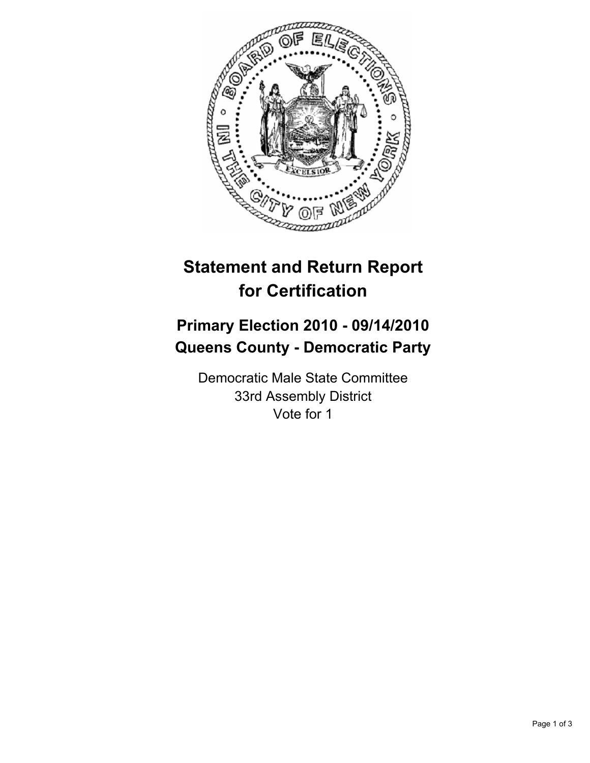# Statement and Return Report for Certification

## Primary Election 2010 - 09/14/2010
## Queens County - Democratic Party

Democratic Male State Committee
33rd Assembly District
Vote for 1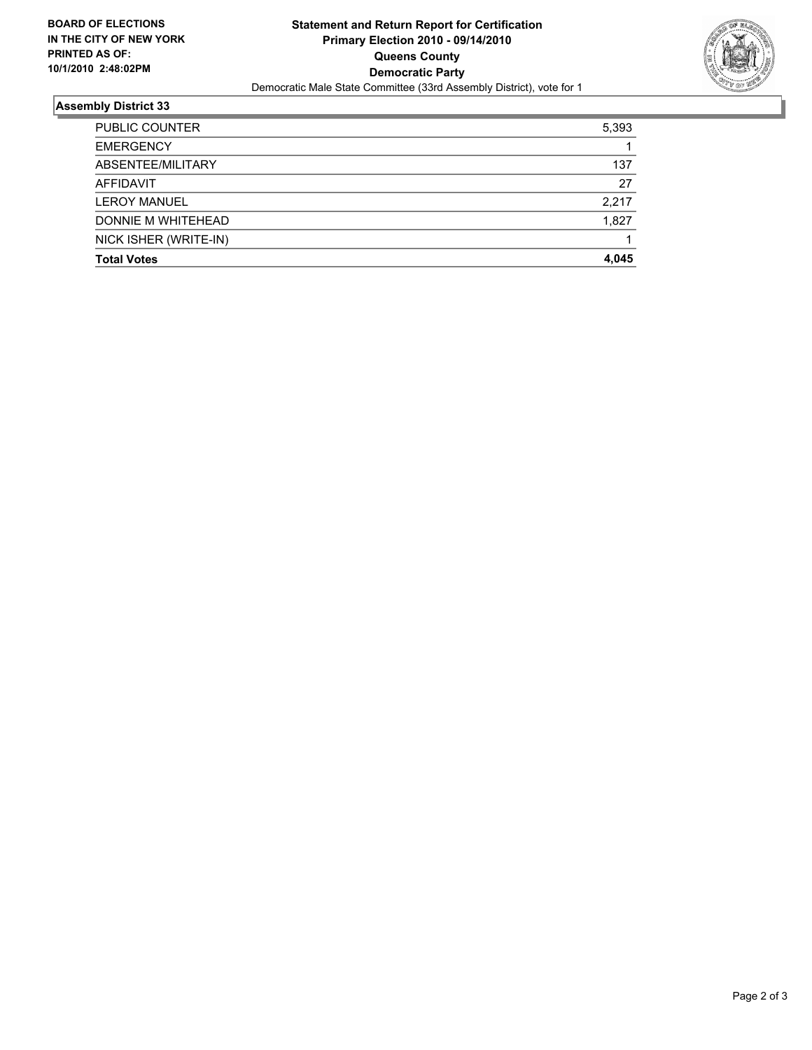**BOARD OF ELECTIONS**
**IN THE CITY OF NEW YORK**
**PRINTED AS OF:**
**10/1/2010 2:48:02PM**

# Statement and Return Report for Certification
## Primary Election 2010 - 09/14/2010
## Queens County
## Democratic Party

Democratic Male State Committee (33rd Assembly District), vote for 1

### Assembly District 33

| | |
|---|---|
| PUBLIC COUNTER | 5,393 |
| EMERGENCY | 1 |
| ABSENTEE/MILITARY | 137 |
| AFFIDAVIT | 27 |
| LEROY MANUEL | 2,217 |
| DONNIE M WHITEHEAD | 1,827 |
| NICK ISHER (WRITE-IN) | 1 |
| **Total Votes** | **4,045** |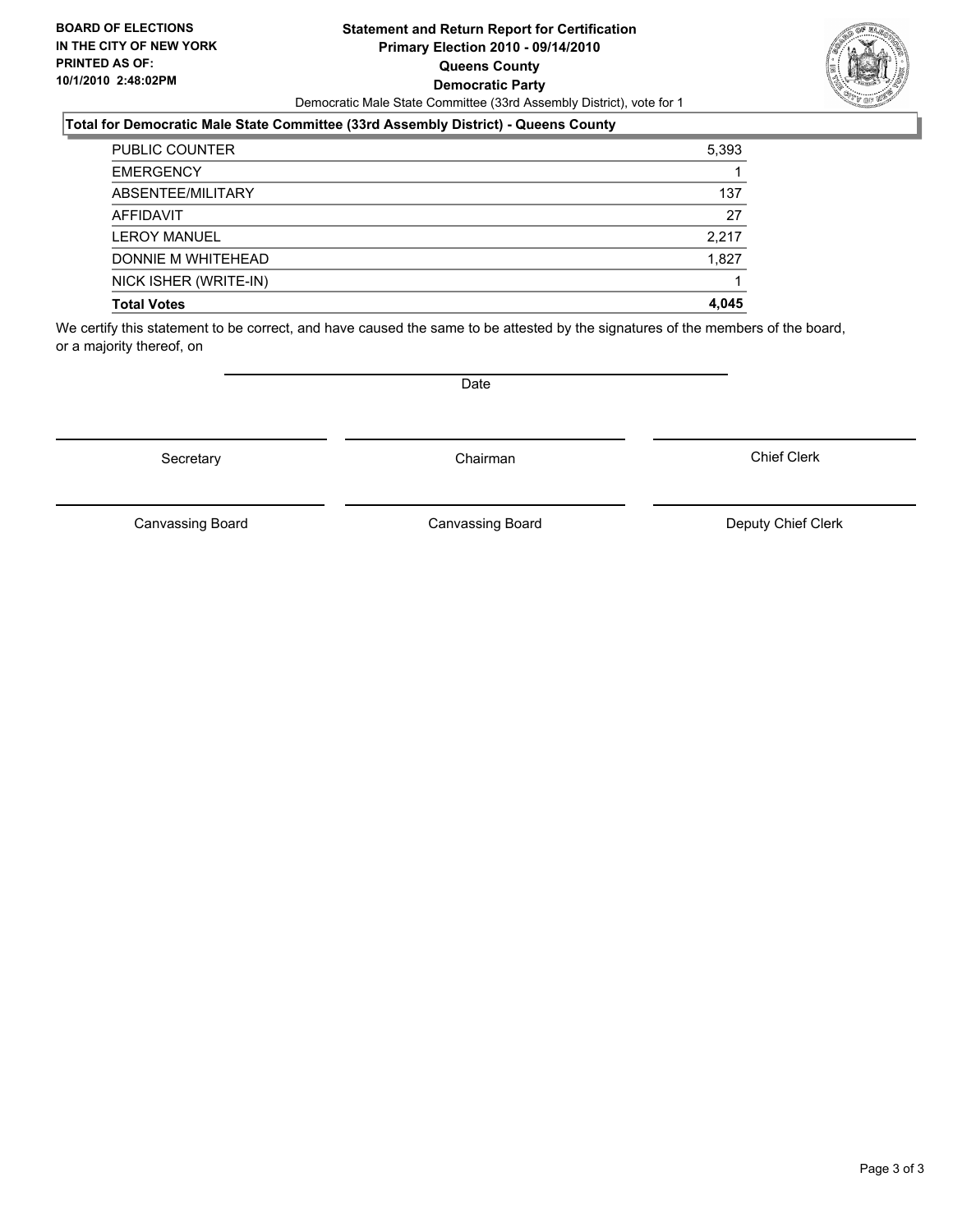**BOARD OF ELECTIONS**
**IN THE CITY OF NEW YORK**
**PRINTED AS OF:**
**10/1/2010 2:48:02PM**

# Statement and Return Report for Certification
## Primary Election 2010 - 09/14/2010
## Queens County
## Democratic Party

Democratic Male State Committee (33rd Assembly District), vote for 1

### Total for Democratic Male State Committee (33rd Assembly District) - Queens County

| | |
|---|---|
| PUBLIC COUNTER | 5,393 |
| EMERGENCY | 1 |
| ABSENTEE/MILITARY | 137 |
| AFFIDAVIT | 27 |
| LEROY MANUEL | 2,217 |
| DONNIE M WHITEHEAD | 1,827 |
| NICK ISHER (WRITE-IN) | 1 |
| **Total Votes** | **4,045** |

We certify this statement to be correct, and have caused the same to be attested by the signatures of the members of the board, or a majority thereof, on

Date

Secretary

Chairman

Chief Clerk

Canvassing Board

Canvassing Board

Deputy Chief Clerk